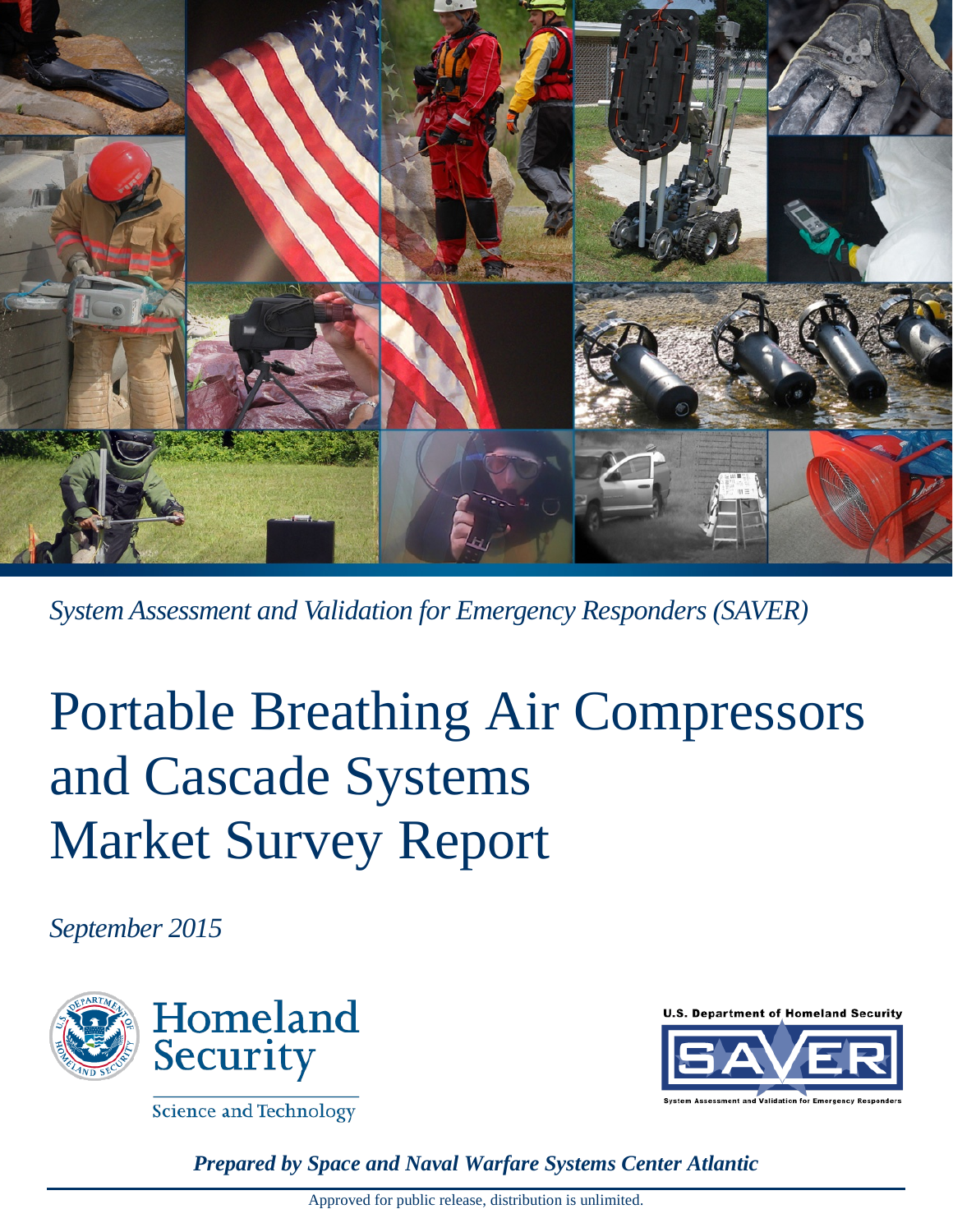*System Assessment and Validation for Emergency Responders (SAVER)*

# Portable Breathing Air Compressors and Cascade Systems Market Survey Report

*September 2015*

Homeland Security

Science and Technology

U.S. Department of Homeland Security

SAVER

System Assessment and Validation for Emergency Responders

***Prepared by Space and Naval Warfare Systems Center Atlantic***

Approved for public release, distribution is unlimited.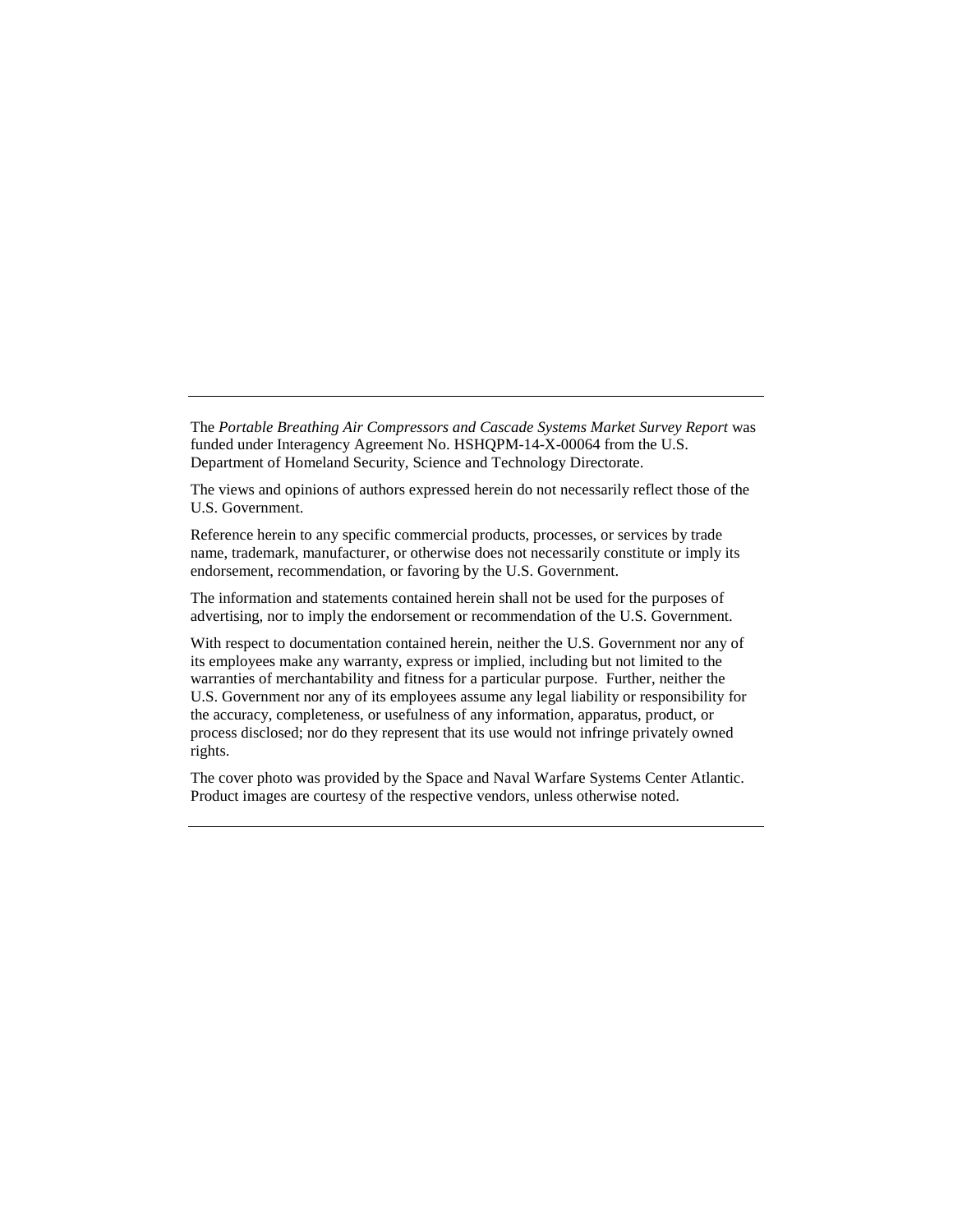---

The *Portable Breathing Air Compressors and Cascade Systems Market Survey Report* was funded under Interagency Agreement No. HSHQPM-14-X-00064 from the U.S. Department of Homeland Security, Science and Technology Directorate.

The views and opinions of authors expressed herein do not necessarily reflect those of the U.S. Government.

Reference herein to any specific commercial products, processes, or services by trade name, trademark, manufacturer, or otherwise does not necessarily constitute or imply its endorsement, recommendation, or favoring by the U.S. Government.

The information and statements contained herein shall not be used for the purposes of advertising, nor to imply the endorsement or recommendation of the U.S. Government.

With respect to documentation contained herein, neither the U.S. Government nor any of its employees make any warranty, express or implied, including but not limited to the warranties of merchantability and fitness for a particular purpose. Further, neither the U.S. Government nor any of its employees assume any legal liability or responsibility for the accuracy, completeness, or usefulness of any information, apparatus, product, or process disclosed; nor do they represent that its use would not infringe privately owned rights.

The cover photo was provided by the Space and Naval Warfare Systems Center Atlantic. Product images are courtesy of the respective vendors, unless otherwise noted.

---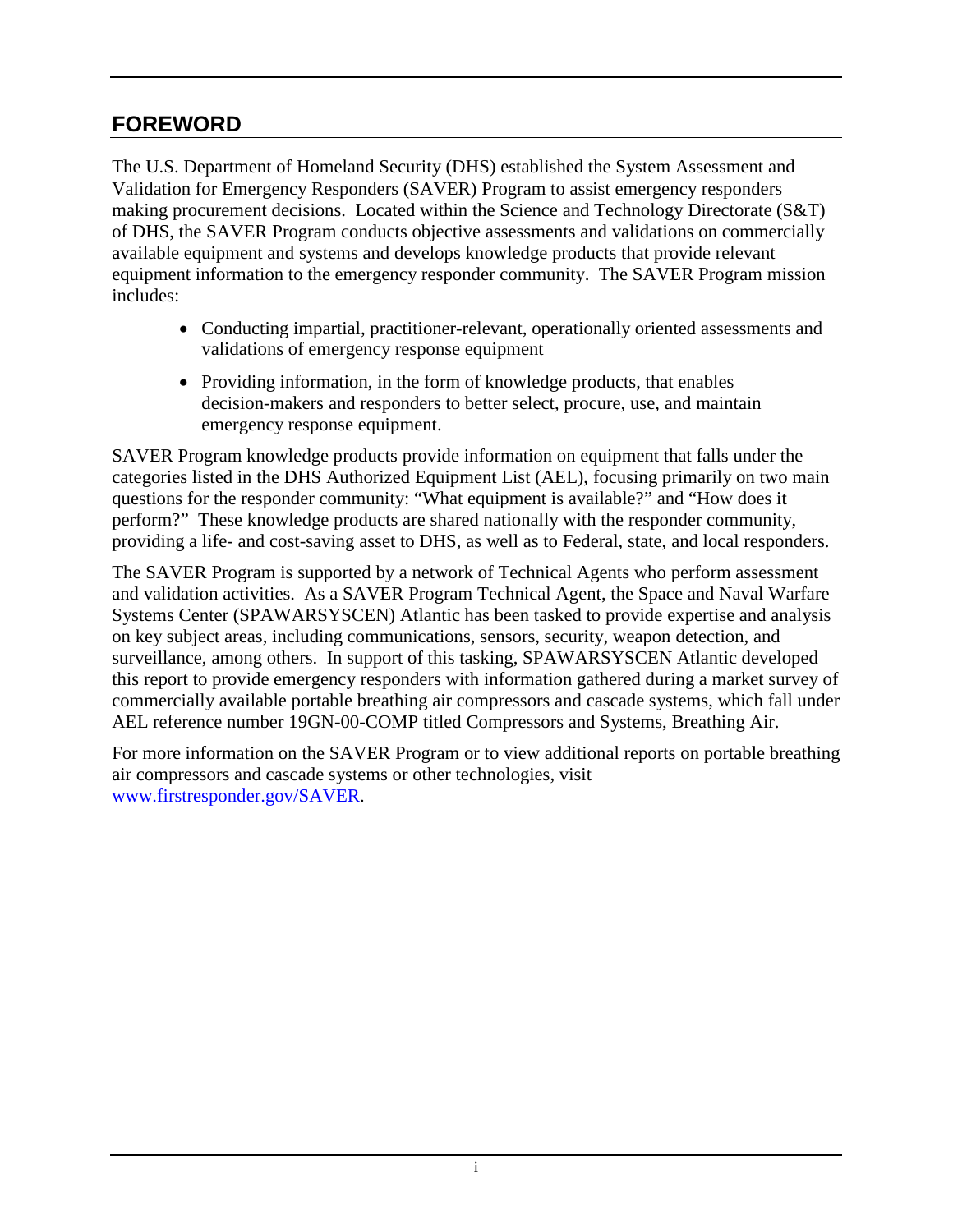## FOREWORD

The U.S. Department of Homeland Security (DHS) established the System Assessment and Validation for Emergency Responders (SAVER) Program to assist emergency responders making procurement decisions. Located within the Science and Technology Directorate (S&T) of DHS, the SAVER Program conducts objective assessments and validations on commercially available equipment and systems and develops knowledge products that provide relevant equipment information to the emergency responder community. The SAVER Program mission includes:

- Conducting impartial, practitioner-relevant, operationally oriented assessments and validations of emergency response equipment
- Providing information, in the form of knowledge products, that enables decision-makers and responders to better select, procure, use, and maintain emergency response equipment.

SAVER Program knowledge products provide information on equipment that falls under the categories listed in the DHS Authorized Equipment List (AEL), focusing primarily on two main questions for the responder community: "What equipment is available?" and "How does it perform?" These knowledge products are shared nationally with the responder community, providing a life- and cost-saving asset to DHS, as well as to Federal, state, and local responders.

The SAVER Program is supported by a network of Technical Agents who perform assessment and validation activities. As a SAVER Program Technical Agent, the Space and Naval Warfare Systems Center (SPAWARSYSCEN) Atlantic has been tasked to provide expertise and analysis on key subject areas, including communications, sensors, security, weapon detection, and surveillance, among others. In support of this tasking, SPAWARSYSCEN Atlantic developed this report to provide emergency responders with information gathered during a market survey of commercially available portable breathing air compressors and cascade systems, which fall under AEL reference number 19GN-00-COMP titled Compressors and Systems, Breathing Air.

For more information on the SAVER Program or to view additional reports on portable breathing air compressors and cascade systems or other technologies, visit www.firstresponder.gov/SAVER.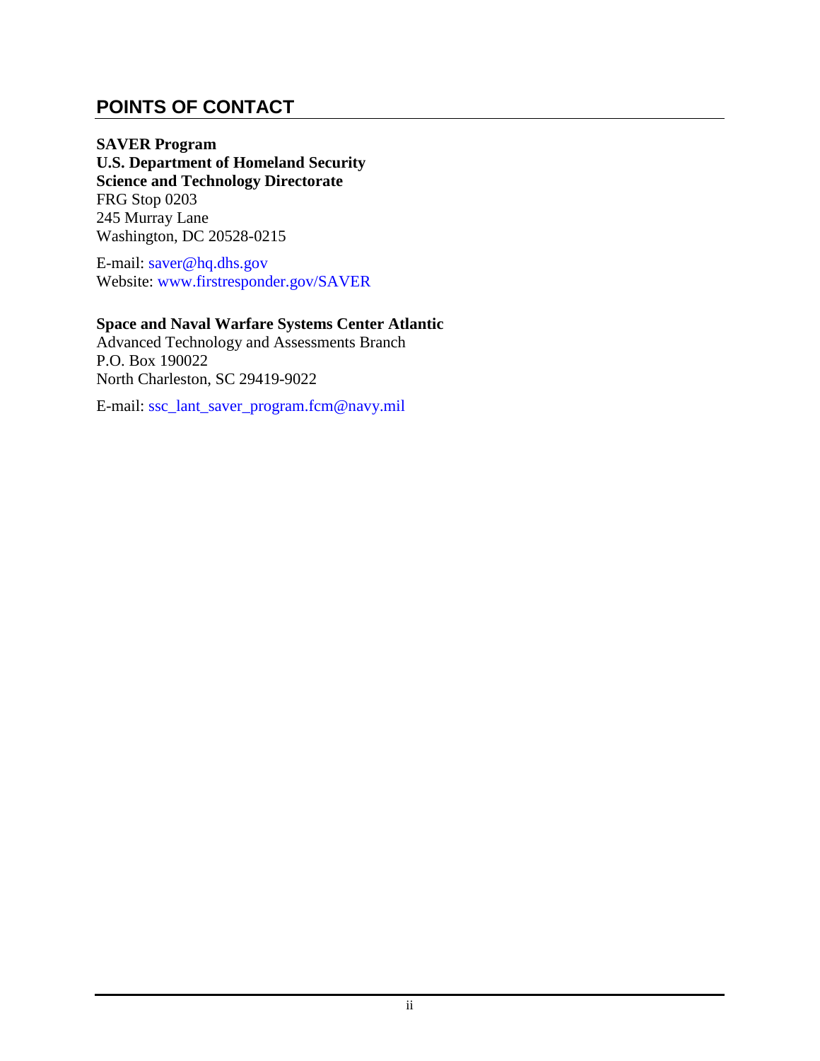## POINTS OF CONTACT

**SAVER Program**
**U.S. Department of Homeland Security**
**Science and Technology Directorate**
FRG Stop 0203
245 Murray Lane
Washington, DC 20528-0215

E-mail: saver@hq.dhs.gov
Website: www.firstresponder.gov/SAVER

**Space and Naval Warfare Systems Center Atlantic**
Advanced Technology and Assessments Branch
P.O. Box 190022
North Charleston, SC 29419-9022

E-mail: ssc_lant_saver_program.fcm@navy.mil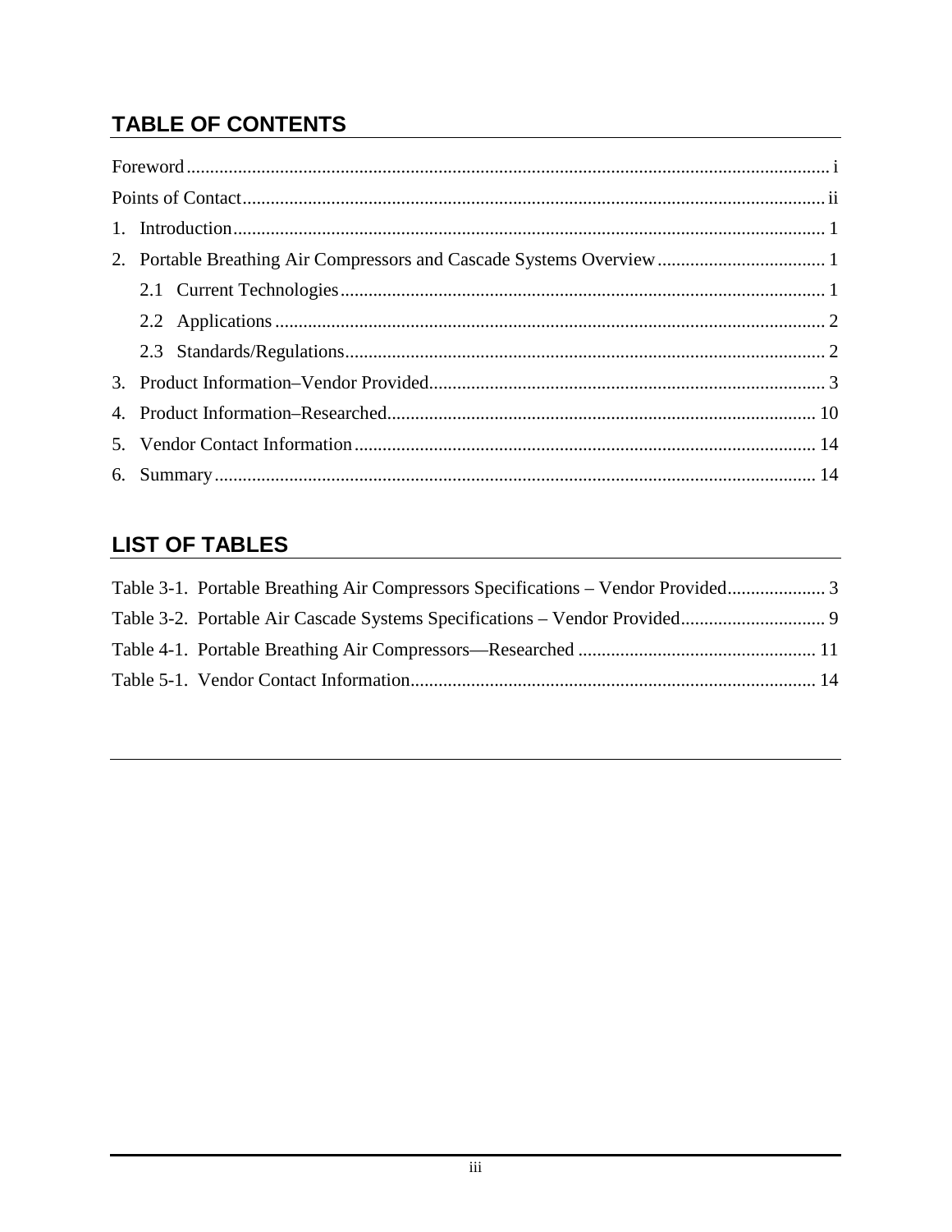## TABLE OF CONTENTS

Foreword ........................................................................................................................................ i

Points of Contact ........................................................................................................................... ii

1. Introduction ............................................................................................................................ 1
2. Portable Breathing Air Compressors and Cascade Systems Overview .................................... 1
   - 2.1 Current Technologies ....................................................................................................... 1
   - 2.2 Applications ..................................................................................................................... 2
   - 2.3 Standards/Regulations ...................................................................................................... 2
3. Product Information–Vendor Provided .................................................................................... 3
4. Product Information–Researched ........................................................................................... 10
5. Vendor Contact Information .................................................................................................. 14
6. Summary ............................................................................................................................... 14

## LIST OF TABLES

Table 3-1. Portable Breathing Air Compressors Specifications – Vendor Provided ..................... 3

Table 3-2. Portable Air Cascade Systems Specifications – Vendor Provided ............................... 9

Table 4-1. Portable Breathing Air Compressors—Researched .................................................. 11

Table 5-1. Vendor Contact Information ...................................................................................... 14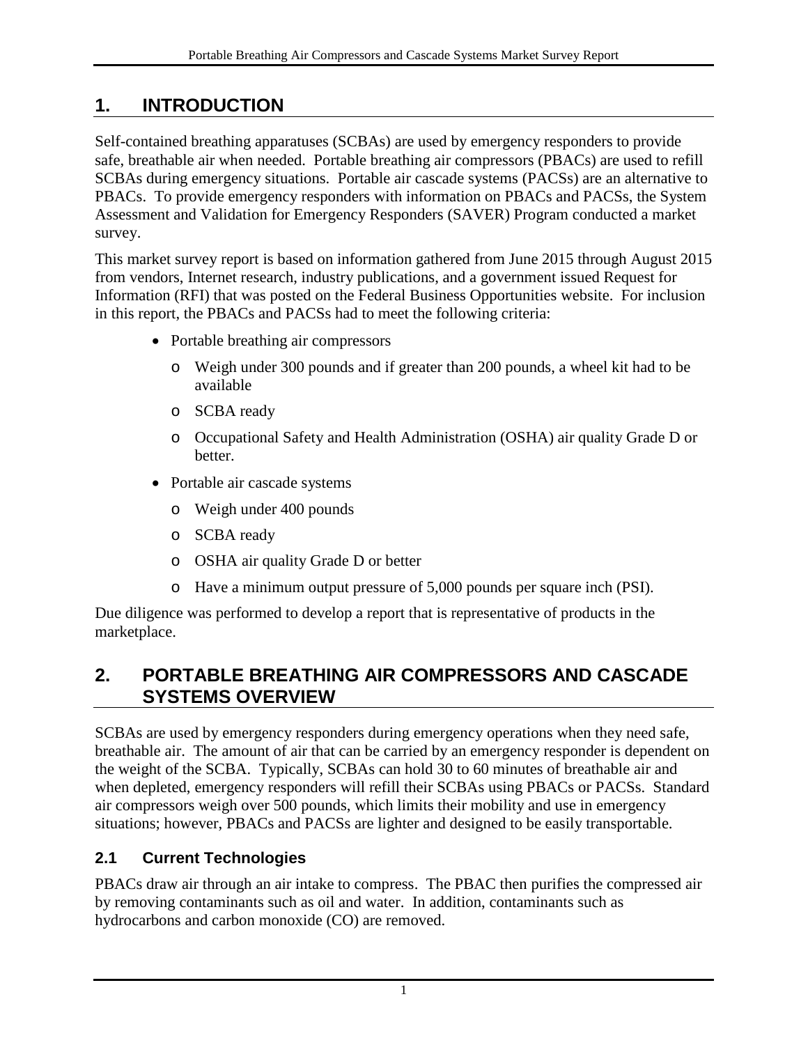# 1. INTRODUCTION

Self-contained breathing apparatuses (SCBAs) are used by emergency responders to provide safe, breathable air when needed. Portable breathing air compressors (PBACs) are used to refill SCBAs during emergency situations. Portable air cascade systems (PACSs) are an alternative to PBACs. To provide emergency responders with information on PBACs and PACSs, the System Assessment and Validation for Emergency Responders (SAVER) Program conducted a market survey.

This market survey report is based on information gathered from June 2015 through August 2015 from vendors, Internet research, industry publications, and a government issued Request for Information (RFI) that was posted on the Federal Business Opportunities website. For inclusion in this report, the PBACs and PACSs had to meet the following criteria:

- Portable breathing air compressors
  - Weigh under 300 pounds and if greater than 200 pounds, a wheel kit had to be available
  - SCBA ready
  - Occupational Safety and Health Administration (OSHA) air quality Grade D or better.
- Portable air cascade systems
  - Weigh under 400 pounds
  - SCBA ready
  - OSHA air quality Grade D or better
  - Have a minimum output pressure of 5,000 pounds per square inch (PSI).

Due diligence was performed to develop a report that is representative of products in the marketplace.

# 2. PORTABLE BREATHING AIR COMPRESSORS AND CASCADE SYSTEMS OVERVIEW

SCBAs are used by emergency responders during emergency operations when they need safe, breathable air. The amount of air that can be carried by an emergency responder is dependent on the weight of the SCBA. Typically, SCBAs can hold 30 to 60 minutes of breathable air and when depleted, emergency responders will refill their SCBAs using PBACs or PACSs. Standard air compressors weigh over 500 pounds, which limits their mobility and use in emergency situations; however, PBACs and PACSs are lighter and designed to be easily transportable.

## 2.1 Current Technologies

PBACs draw air through an air intake to compress. The PBAC then purifies the compressed air by removing contaminants such as oil and water. In addition, contaminants such as hydrocarbons and carbon monoxide (CO) are removed.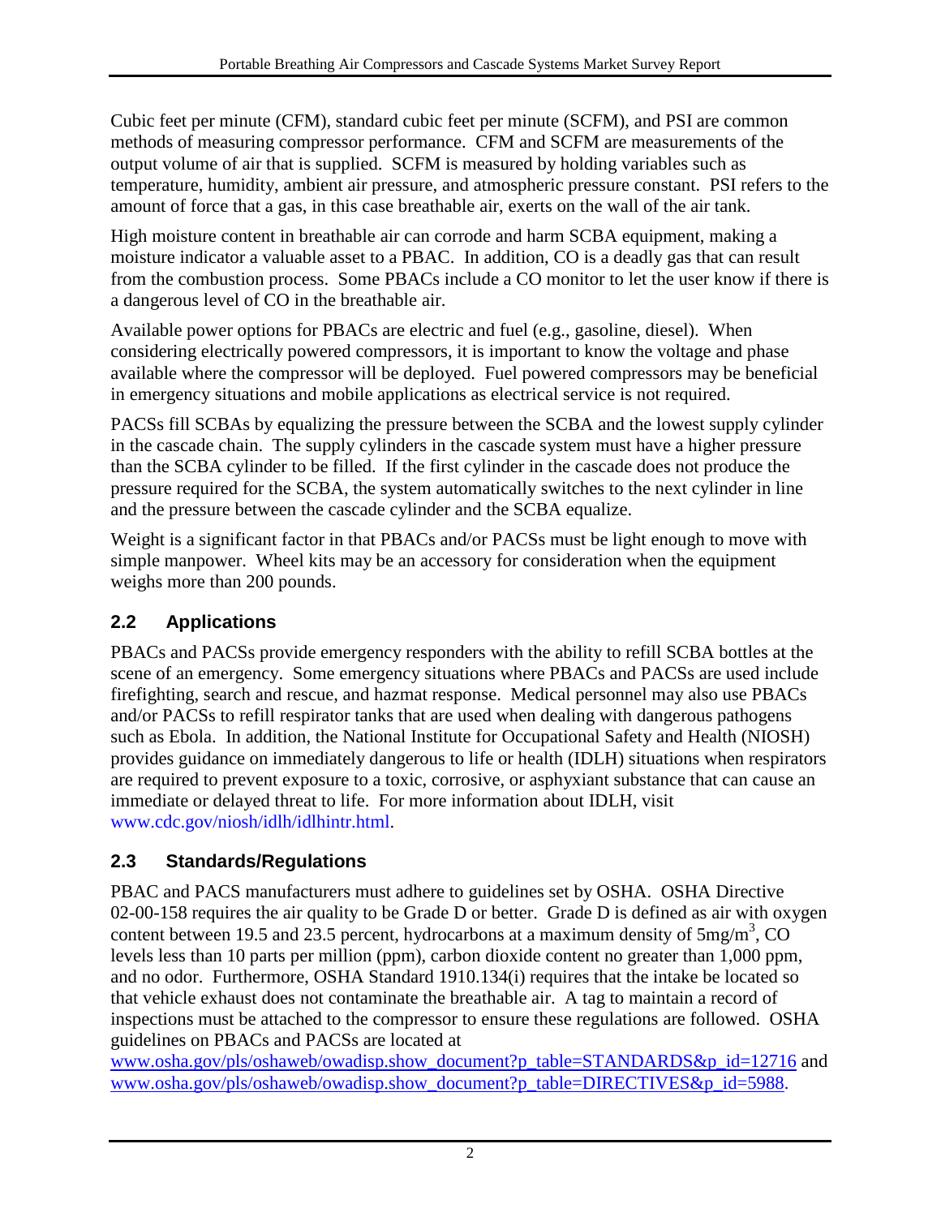Cubic feet per minute (CFM), standard cubic feet per minute (SCFM), and PSI are common methods of measuring compressor performance. CFM and SCFM are measurements of the output volume of air that is supplied. SCFM is measured by holding variables such as temperature, humidity, ambient air pressure, and atmospheric pressure constant. PSI refers to the amount of force that a gas, in this case breathable air, exerts on the wall of the air tank.

High moisture content in breathable air can corrode and harm SCBA equipment, making a moisture indicator a valuable asset to a PBAC. In addition, CO is a deadly gas that can result from the combustion process. Some PBACs include a CO monitor to let the user know if there is a dangerous level of CO in the breathable air.

Available power options for PBACs are electric and fuel (e.g., gasoline, diesel). When considering electrically powered compressors, it is important to know the voltage and phase available where the compressor will be deployed. Fuel powered compressors may be beneficial in emergency situations and mobile applications as electrical service is not required.

PACSs fill SCBAs by equalizing the pressure between the SCBA and the lowest supply cylinder in the cascade chain. The supply cylinders in the cascade system must have a higher pressure than the SCBA cylinder to be filled. If the first cylinder in the cascade does not produce the pressure required for the SCBA, the system automatically switches to the next cylinder in line and the pressure between the cascade cylinder and the SCBA equalize.

Weight is a significant factor in that PBACs and/or PACSs must be light enough to move with simple manpower. Wheel kits may be an accessory for consideration when the equipment weighs more than 200 pounds.

## 2.2 Applications

PBACs and PACSs provide emergency responders with the ability to refill SCBA bottles at the scene of an emergency. Some emergency situations where PBACs and PACSs are used include firefighting, search and rescue, and hazmat response. Medical personnel may also use PBACs and/or PACSs to refill respirator tanks that are used when dealing with dangerous pathogens such as Ebola. In addition, the National Institute for Occupational Safety and Health (NIOSH) provides guidance on immediately dangerous to life or health (IDLH) situations when respirators are required to prevent exposure to a toxic, corrosive, or asphyxiant substance that can cause an immediate or delayed threat to life. For more information about IDLH, visit www.cdc.gov/niosh/idlh/idlhintr.html.

## 2.3 Standards/Regulations

PBAC and PACS manufacturers must adhere to guidelines set by OSHA. OSHA Directive 02-00-158 requires the air quality to be Grade D or better. Grade D is defined as air with oxygen content between 19.5 and 23.5 percent, hydrocarbons at a maximum density of $5mg/m^3$, CO levels less than 10 parts per million (ppm), carbon dioxide content no greater than 1,000 ppm, and no odor. Furthermore, OSHA Standard 1910.134(i) requires that the intake be located so that vehicle exhaust does not contaminate the breathable air. A tag to maintain a record of inspections must be attached to the compressor to ensure these regulations are followed. OSHA guidelines on PBACs and PACSs are located at www.osha.gov/pls/oshaweb/owadisp.show_document?p_table=STANDARDS&p_id=12716 and www.osha.gov/pls/oshaweb/owadisp.show_document?p_table=DIRECTIVES&p_id=5988.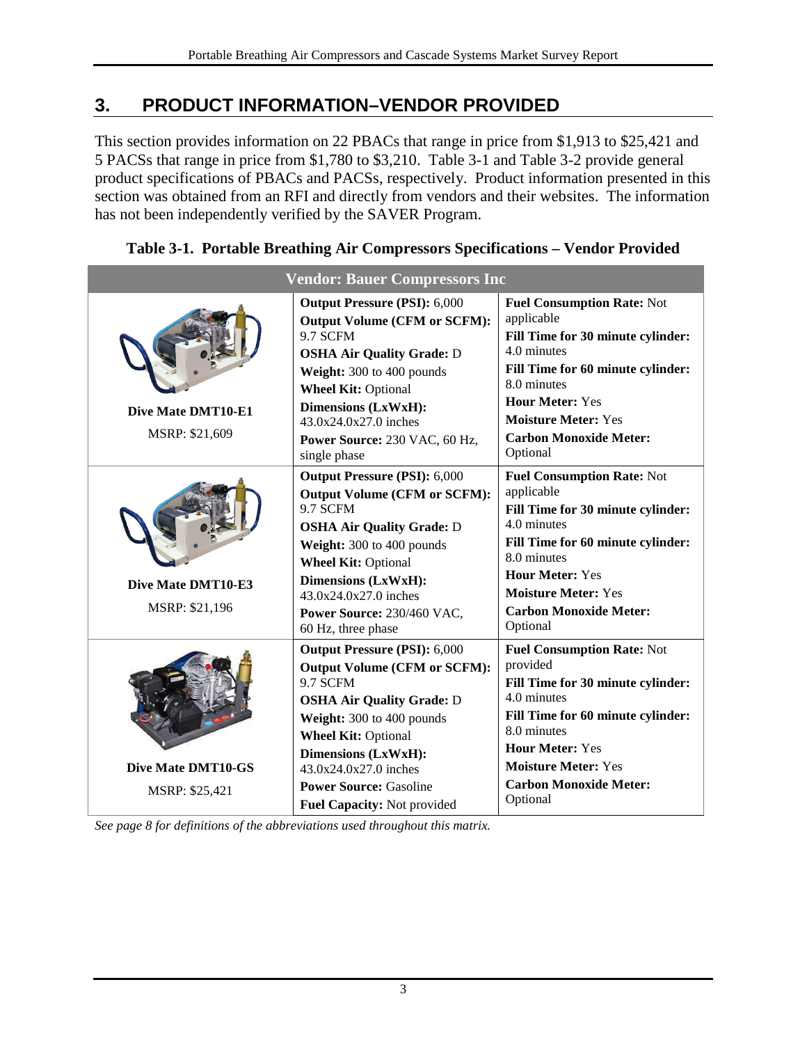# 3. PRODUCT INFORMATION–VENDOR PROVIDED

This section provides information on 22 PBACs that range in price from $1,913 to $25,421 and 5 PACSs that range in price from $1,780 to $3,210. Table 3-1 and Table 3-2 provide general product specifications of PBACs and PACSs, respectively. Product information presented in this section was obtained from an RFI and directly from vendors and their websites. The information has not been independently verified by the SAVER Program.

**Table 3-1. Portable Breathing Air Compressors Specifications – Vendor Provided**

| Vendor: Bauer Compressors Inc | | |
|---|---|---|
| **Dive Mate DMT10-E1**<br>MSRP: $21,609 | **Output Pressure (PSI):** 6,000<br>**Output Volume (CFM or SCFM):** 9.7 SCFM<br>**OSHA Air Quality Grade:** D<br>**Weight:** 300 to 400 pounds<br>**Wheel Kit:** Optional<br>**Dimensions (LxWxH):** 43.0x24.0x27.0 inches<br>**Power Source:** 230 VAC, 60 Hz, single phase | **Fuel Consumption Rate:** Not applicable<br>**Fill Time for 30 minute cylinder:** 4.0 minutes<br>**Fill Time for 60 minute cylinder:** 8.0 minutes<br>**Hour Meter:** Yes<br>**Moisture Meter:** Yes<br>**Carbon Monoxide Meter:** Optional |
| **Dive Mate DMT10-E3**<br>MSRP: $21,196 | **Output Pressure (PSI):** 6,000<br>**Output Volume (CFM or SCFM):** 9.7 SCFM<br>**OSHA Air Quality Grade:** D<br>**Weight:** 300 to 400 pounds<br>**Wheel Kit:** Optional<br>**Dimensions (LxWxH):** 43.0x24.0x27.0 inches<br>**Power Source:** 230/460 VAC, 60 Hz, three phase | **Fuel Consumption Rate:** Not applicable<br>**Fill Time for 30 minute cylinder:** 4.0 minutes<br>**Fill Time for 60 minute cylinder:** 8.0 minutes<br>**Hour Meter:** Yes<br>**Moisture Meter:** Yes<br>**Carbon Monoxide Meter:** Optional |
| **Dive Mate DMT10-GS**<br>MSRP: $25,421 | **Output Pressure (PSI):** 6,000<br>**Output Volume (CFM or SCFM):** 9.7 SCFM<br>**OSHA Air Quality Grade:** D<br>**Weight:** 300 to 400 pounds<br>**Wheel Kit:** Optional<br>**Dimensions (LxWxH):** 43.0x24.0x27.0 inches<br>**Power Source:** Gasoline<br>**Fuel Capacity:** Not provided | **Fuel Consumption Rate:** Not provided<br>**Fill Time for 30 minute cylinder:** 4.0 minutes<br>**Fill Time for 60 minute cylinder:** 8.0 minutes<br>**Hour Meter:** Yes<br>**Moisture Meter:** Yes<br>**Carbon Monoxide Meter:** Optional |

*See page 8 for definitions of the abbreviations used throughout this matrix.*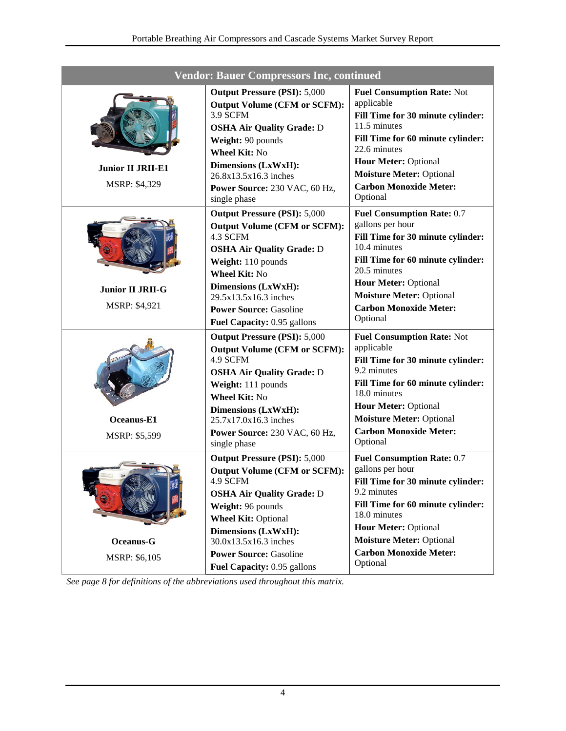| Vendor: Bauer Compressors Inc, continued | | |
|---|---|---|
| **Junior II JRII-E1**<br><br>MSRP: $4,329 | **Output Pressure (PSI):** 5,000<br>**Output Volume (CFM or SCFM):** 3.9 SCFM<br>**OSHA Air Quality Grade:** D<br>**Weight:** 90 pounds<br>**Wheel Kit:** No<br>**Dimensions (LxWxH):** 26.8x13.5x16.3 inches<br>**Power Source:** 230 VAC, 60 Hz, single phase | **Fuel Consumption Rate:** Not applicable<br>**Fill Time for 30 minute cylinder:** 11.5 minutes<br>**Fill Time for 60 minute cylinder:** 22.6 minutes<br>**Hour Meter:** Optional<br>**Moisture Meter:** Optional<br>**Carbon Monoxide Meter:** Optional |
| **Junior II JRII-G**<br><br>MSRP: $4,921 | **Output Pressure (PSI):** 5,000<br>**Output Volume (CFM or SCFM):** 4.3 SCFM<br>**OSHA Air Quality Grade:** D<br>**Weight:** 110 pounds<br>**Wheel Kit:** No<br>**Dimensions (LxWxH):** 29.5x13.5x16.3 inches<br>**Power Source:** Gasoline<br>**Fuel Capacity:** 0.95 gallons | **Fuel Consumption Rate:** 0.7 gallons per hour<br>**Fill Time for 30 minute cylinder:** 10.4 minutes<br>**Fill Time for 60 minute cylinder:** 20.5 minutes<br>**Hour Meter:** Optional<br>**Moisture Meter:** Optional<br>**Carbon Monoxide Meter:** Optional |
| **Oceanus-E1**<br><br>MSRP: $5,599 | **Output Pressure (PSI):** 5,000<br>**Output Volume (CFM or SCFM):** 4.9 SCFM<br>**OSHA Air Quality Grade:** D<br>**Weight:** 111 pounds<br>**Wheel Kit:** No<br>**Dimensions (LxWxH):** 25.7x17.0x16.3 inches<br>**Power Source:** 230 VAC, 60 Hz, single phase | **Fuel Consumption Rate:** Not applicable<br>**Fill Time for 30 minute cylinder:** 9.2 minutes<br>**Fill Time for 60 minute cylinder:** 18.0 minutes<br>**Hour Meter:** Optional<br>**Moisture Meter:** Optional<br>**Carbon Monoxide Meter:** Optional |
| **Oceanus-G**<br><br>MSRP: $6,105 | **Output Pressure (PSI):** 5,000<br>**Output Volume (CFM or SCFM):** 4.9 SCFM<br>**OSHA Air Quality Grade:** D<br>**Weight:** 96 pounds<br>**Wheel Kit:** Optional<br>**Dimensions (LxWxH):** 30.0x13.5x16.3 inches<br>**Power Source:** Gasoline<br>**Fuel Capacity:** 0.95 gallons | **Fuel Consumption Rate:** 0.7 gallons per hour<br>**Fill Time for 30 minute cylinder:** 9.2 minutes<br>**Fill Time for 60 minute cylinder:** 18.0 minutes<br>**Hour Meter:** Optional<br>**Moisture Meter:** Optional<br>**Carbon Monoxide Meter:** Optional |

*See page 8 for definitions of the abbreviations used throughout this matrix.*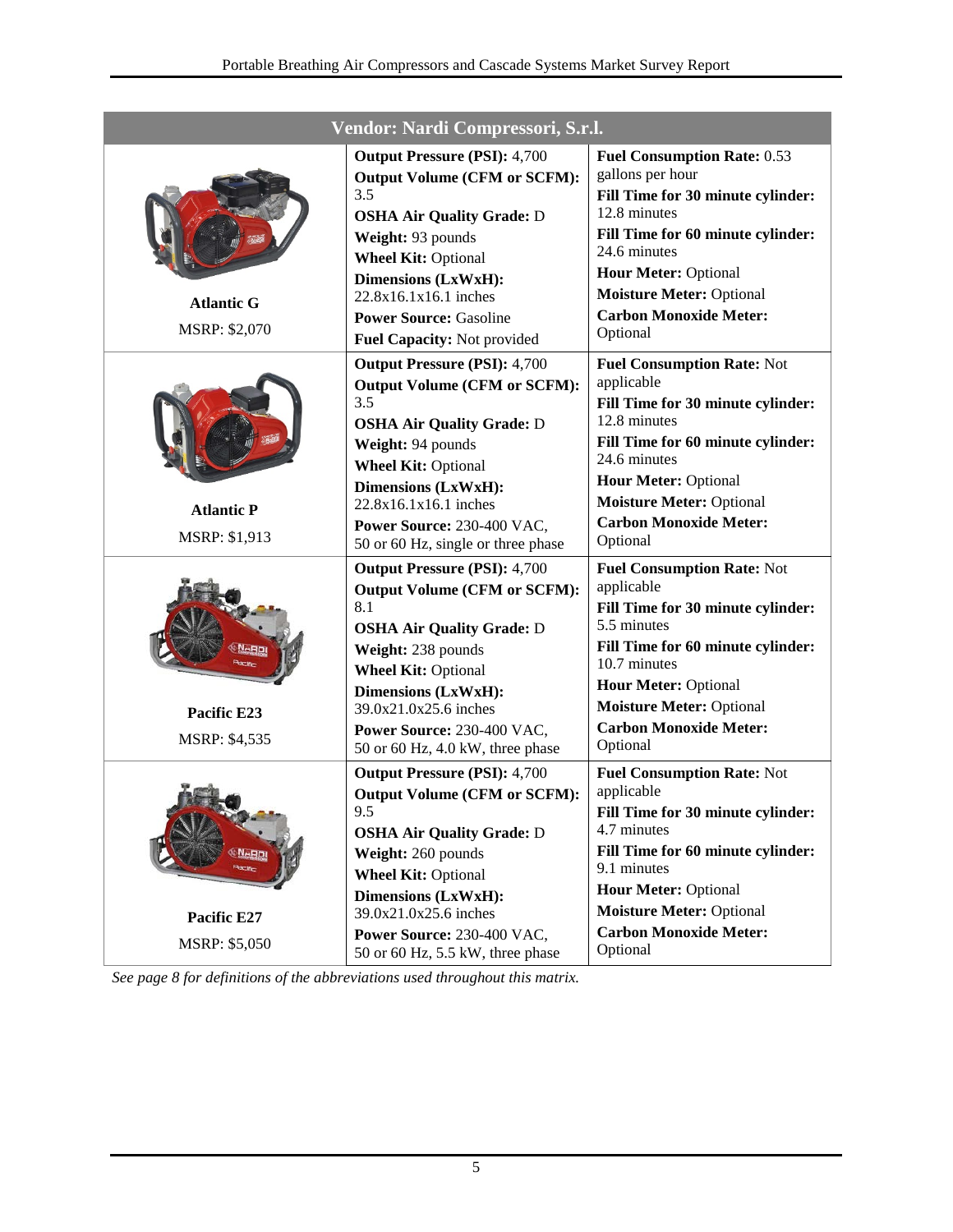| Vendor: Nardi Compressori, S.r.l. | | |
|---|---|---|
| **Atlantic G**<br>MSRP: $2,070 | **Output Pressure (PSI):** 4,700<br>**Output Volume (CFM or SCFM):** 3.5<br>**OSHA Air Quality Grade:** D<br>**Weight:** 93 pounds<br>**Wheel Kit:** Optional<br>**Dimensions (LxWxH):** 22.8x16.1x16.1 inches<br>**Power Source:** Gasoline<br>**Fuel Capacity:** Not provided | **Fuel Consumption Rate:** 0.53 gallons per hour<br>**Fill Time for 30 minute cylinder:** 12.8 minutes<br>**Fill Time for 60 minute cylinder:** 24.6 minutes<br>**Hour Meter:** Optional<br>**Moisture Meter:** Optional<br>**Carbon Monoxide Meter:** Optional |
| **Atlantic P**<br>MSRP: $1,913 | **Output Pressure (PSI):** 4,700<br>**Output Volume (CFM or SCFM):** 3.5<br>**OSHA Air Quality Grade:** D<br>**Weight:** 94 pounds<br>**Wheel Kit:** Optional<br>**Dimensions (LxWxH):** 22.8x16.1x16.1 inches<br>**Power Source:** 230-400 VAC, 50 or 60 Hz, single or three phase | **Fuel Consumption Rate:** Not applicable<br>**Fill Time for 30 minute cylinder:** 12.8 minutes<br>**Fill Time for 60 minute cylinder:** 24.6 minutes<br>**Hour Meter:** Optional<br>**Moisture Meter:** Optional<br>**Carbon Monoxide Meter:** Optional |
| **Pacific E23**<br>MSRP: $4,535 | **Output Pressure (PSI):** 4,700<br>**Output Volume (CFM or SCFM):** 8.1<br>**OSHA Air Quality Grade:** D<br>**Weight:** 238 pounds<br>**Wheel Kit:** Optional<br>**Dimensions (LxWxH):** 39.0x21.0x25.6 inches<br>**Power Source:** 230-400 VAC, 50 or 60 Hz, 4.0 kW, three phase | **Fuel Consumption Rate:** Not applicable<br>**Fill Time for 30 minute cylinder:** 5.5 minutes<br>**Fill Time for 60 minute cylinder:** 10.7 minutes<br>**Hour Meter:** Optional<br>**Moisture Meter:** Optional<br>**Carbon Monoxide Meter:** Optional |
| **Pacific E27**<br>MSRP: $5,050 | **Output Pressure (PSI):** 4,700<br>**Output Volume (CFM or SCFM):** 9.5<br>**OSHA Air Quality Grade:** D<br>**Weight:** 260 pounds<br>**Wheel Kit:** Optional<br>**Dimensions (LxWxH):** 39.0x21.0x25.6 inches<br>**Power Source:** 230-400 VAC, 50 or 60 Hz, 5.5 kW, three phase | **Fuel Consumption Rate:** Not applicable<br>**Fill Time for 30 minute cylinder:** 4.7 minutes<br>**Fill Time for 60 minute cylinder:** 9.1 minutes<br>**Hour Meter:** Optional<br>**Moisture Meter:** Optional<br>**Carbon Monoxide Meter:** Optional |

*See page 8 for definitions of the abbreviations used throughout this matrix.*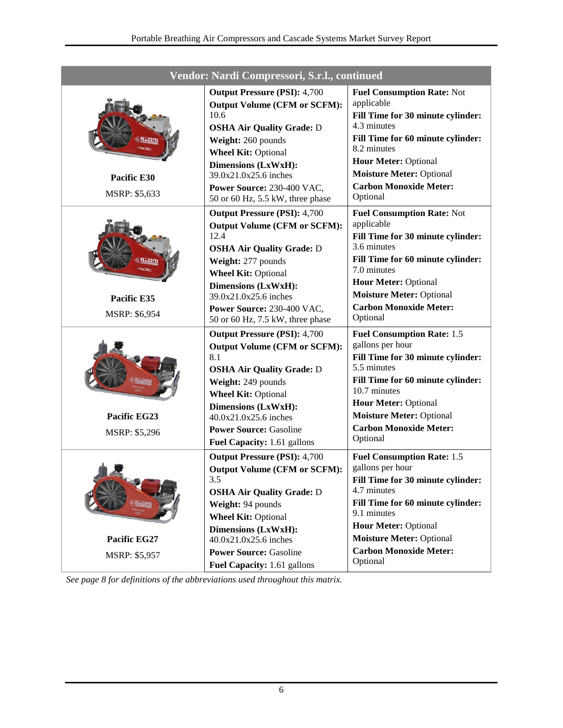| Vendor: Nardi Compressori, S.r.l., continued | | |
|---|---|---|
| **Pacific E30**<br>MSRP: $5,633 | **Output Pressure (PSI):** 4,700<br>**Output Volume (CFM or SCFM):** 10.6<br>**OSHA Air Quality Grade:** D<br>**Weight:** 260 pounds<br>**Wheel Kit:** Optional<br>**Dimensions (LxWxH):** 39.0x21.0x25.6 inches<br>**Power Source:** 230-400 VAC, 50 or 60 Hz, 5.5 kW, three phase | **Fuel Consumption Rate:** Not applicable<br>**Fill Time for 30 minute cylinder:** 4.3 minutes<br>**Fill Time for 60 minute cylinder:** 8.2 minutes<br>**Hour Meter:** Optional<br>**Moisture Meter:** Optional<br>**Carbon Monoxide Meter:** Optional |
| **Pacific E35**<br>MSRP: $6,954 | **Output Pressure (PSI):** 4,700<br>**Output Volume (CFM or SCFM):** 12.4<br>**OSHA Air Quality Grade:** D<br>**Weight:** 277 pounds<br>**Wheel Kit:** Optional<br>**Dimensions (LxWxH):** 39.0x21.0x25.6 inches<br>**Power Source:** 230-400 VAC, 50 or 60 Hz, 7.5 kW, three phase | **Fuel Consumption Rate:** Not applicable<br>**Fill Time for 30 minute cylinder:** 3.6 minutes<br>**Fill Time for 60 minute cylinder:** 7.0 minutes<br>**Hour Meter:** Optional<br>**Moisture Meter:** Optional<br>**Carbon Monoxide Meter:** Optional |
| **Pacific EG23**<br>MSRP: $5,296 | **Output Pressure (PSI):** 4,700<br>**Output Volume (CFM or SCFM):** 8.1<br>**OSHA Air Quality Grade:** D<br>**Weight:** 249 pounds<br>**Wheel Kit:** Optional<br>**Dimensions (LxWxH):** 40.0x21.0x25.6 inches<br>**Power Source:** Gasoline<br>**Fuel Capacity:** 1.61 gallons | **Fuel Consumption Rate:** 1.5 gallons per hour<br>**Fill Time for 30 minute cylinder:** 5.5 minutes<br>**Fill Time for 60 minute cylinder:** 10.7 minutes<br>**Hour Meter:** Optional<br>**Moisture Meter:** Optional<br>**Carbon Monoxide Meter:** Optional |
| **Pacific EG27**<br>MSRP: $5,957 | **Output Pressure (PSI):** 4,700<br>**Output Volume (CFM or SCFM):** 3.5<br>**OSHA Air Quality Grade:** D<br>**Weight:** 94 pounds<br>**Wheel Kit:** Optional<br>**Dimensions (LxWxH):** 40.0x21.0x25.6 inches<br>**Power Source:** Gasoline<br>**Fuel Capacity:** 1.61 gallons | **Fuel Consumption Rate:** 1.5 gallons per hour<br>**Fill Time for 30 minute cylinder:** 4.7 minutes<br>**Fill Time for 60 minute cylinder:** 9.1 minutes<br>**Hour Meter:** Optional<br>**Moisture Meter:** Optional<br>**Carbon Monoxide Meter:** Optional |

*See page 8 for definitions of the abbreviations used throughout this matrix.*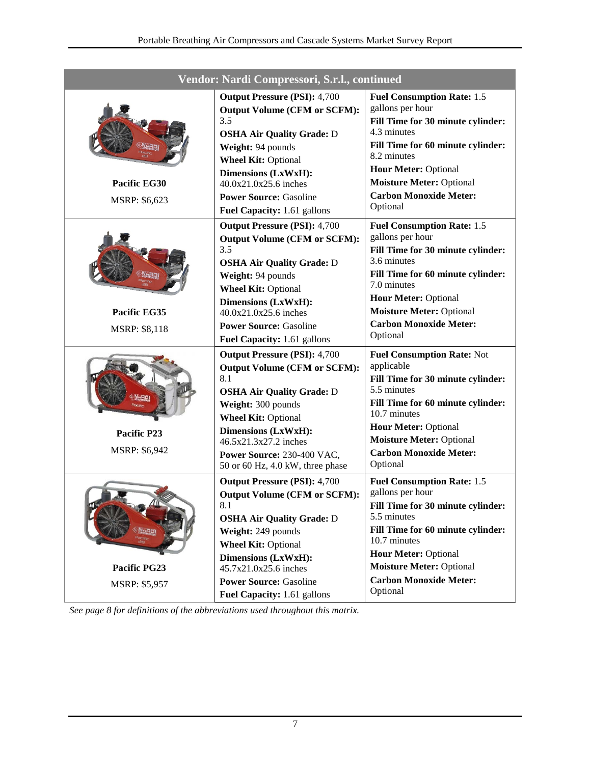| Vendor: Nardi Compressori, S.r.l., continued | | |
|---|---|---|
| **Pacific EG30**<br>MSRP: $6,623 | **Output Pressure (PSI):** 4,700<br>**Output Volume (CFM or SCFM):** 3.5<br>**OSHA Air Quality Grade:** D<br>**Weight:** 94 pounds<br>**Wheel Kit:** Optional<br>**Dimensions (LxWxH):** 40.0x21.0x25.6 inches<br>**Power Source:** Gasoline<br>**Fuel Capacity:** 1.61 gallons | **Fuel Consumption Rate:** 1.5 gallons per hour<br>**Fill Time for 30 minute cylinder:** 4.3 minutes<br>**Fill Time for 60 minute cylinder:** 8.2 minutes<br>**Hour Meter:** Optional<br>**Moisture Meter:** Optional<br>**Carbon Monoxide Meter:** Optional |
| **Pacific EG35**<br>MSRP: $8,118 | **Output Pressure (PSI):** 4,700<br>**Output Volume (CFM or SCFM):** 3.5<br>**OSHA Air Quality Grade:** D<br>**Weight:** 94 pounds<br>**Wheel Kit:** Optional<br>**Dimensions (LxWxH):** 40.0x21.0x25.6 inches<br>**Power Source:** Gasoline<br>**Fuel Capacity:** 1.61 gallons | **Fuel Consumption Rate:** 1.5 gallons per hour<br>**Fill Time for 30 minute cylinder:** 3.6 minutes<br>**Fill Time for 60 minute cylinder:** 7.0 minutes<br>**Hour Meter:** Optional<br>**Moisture Meter:** Optional<br>**Carbon Monoxide Meter:** Optional |
| **Pacific P23**<br>MSRP: $6,942 | **Output Pressure (PSI):** 4,700<br>**Output Volume (CFM or SCFM):** 8.1<br>**OSHA Air Quality Grade:** D<br>**Weight:** 300 pounds<br>**Wheel Kit:** Optional<br>**Dimensions (LxWxH):** 46.5x21.3x27.2 inches<br>**Power Source:** 230-400 VAC, 50 or 60 Hz, 4.0 kW, three phase | **Fuel Consumption Rate:** Not applicable<br>**Fill Time for 30 minute cylinder:** 5.5 minutes<br>**Fill Time for 60 minute cylinder:** 10.7 minutes<br>**Hour Meter:** Optional<br>**Moisture Meter:** Optional<br>**Carbon Monoxide Meter:** Optional |
| **Pacific PG23**<br>MSRP: $5,957 | **Output Pressure (PSI):** 4,700<br>**Output Volume (CFM or SCFM):** 8.1<br>**OSHA Air Quality Grade:** D<br>**Weight:** 249 pounds<br>**Wheel Kit:** Optional<br>**Dimensions (LxWxH):** 45.7x21.0x25.6 inches<br>**Power Source:** Gasoline<br>**Fuel Capacity:** 1.61 gallons | **Fuel Consumption Rate:** 1.5 gallons per hour<br>**Fill Time for 30 minute cylinder:** 5.5 minutes<br>**Fill Time for 60 minute cylinder:** 10.7 minutes<br>**Hour Meter:** Optional<br>**Moisture Meter:** Optional<br>**Carbon Monoxide Meter:** Optional |

*See page 8 for definitions of the abbreviations used throughout this matrix.*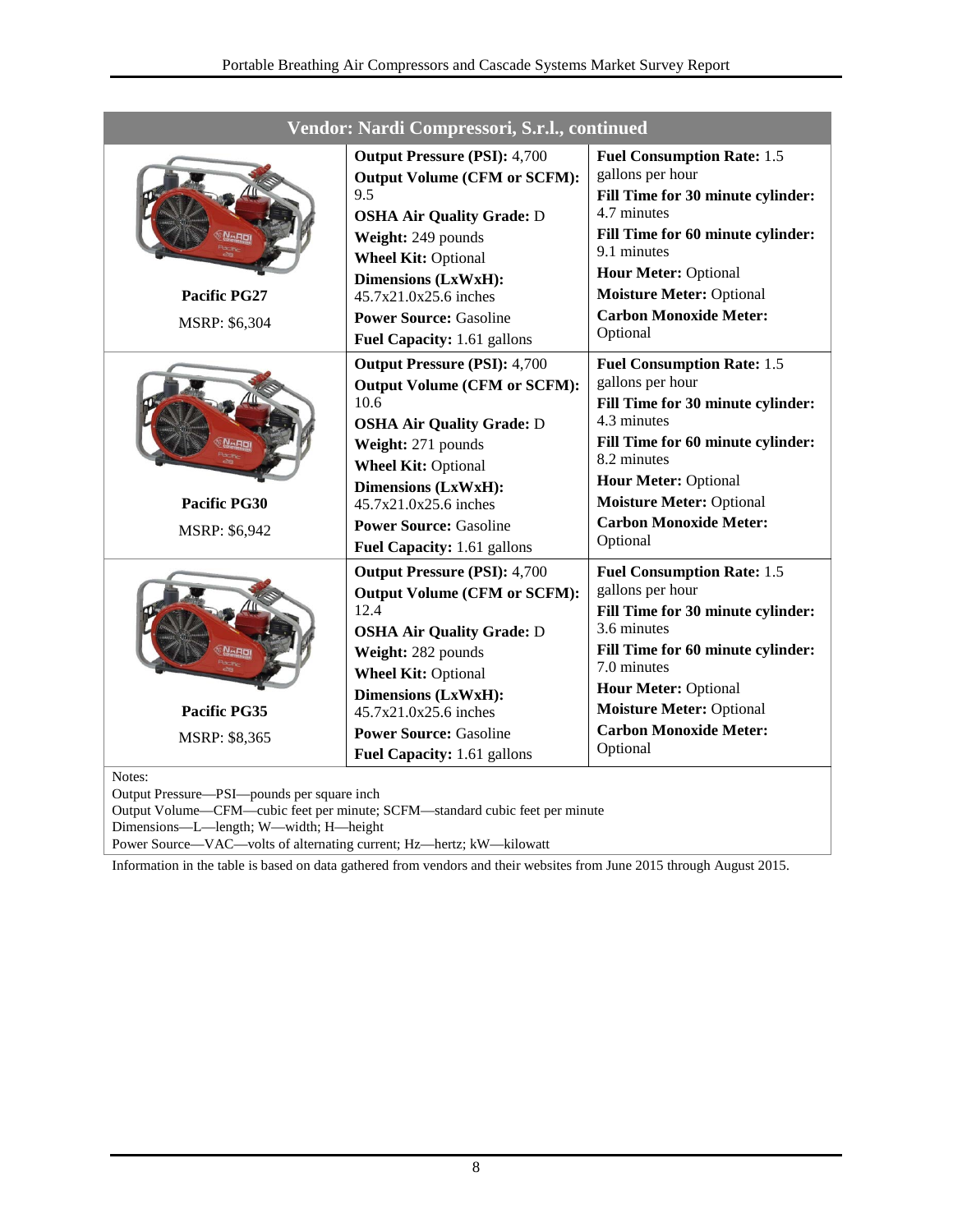| Vendor: Nardi Compressori, S.r.l., continued | | |
| --- | --- | --- |
| **Pacific PG27**<br>MSRP: $6,304 | **Output Pressure (PSI):** 4,700<br>**Output Volume (CFM or SCFM):** 9.5<br>**OSHA Air Quality Grade:** D<br>**Weight:** 249 pounds<br>**Wheel Kit:** Optional<br>**Dimensions (LxWxH):** 45.7x21.0x25.6 inches<br>**Power Source:** Gasoline<br>**Fuel Capacity:** 1.61 gallons | **Fuel Consumption Rate:** 1.5 gallons per hour<br>**Fill Time for 30 minute cylinder:** 4.7 minutes<br>**Fill Time for 60 minute cylinder:** 9.1 minutes<br>**Hour Meter:** Optional<br>**Moisture Meter:** Optional<br>**Carbon Monoxide Meter:** Optional |
| **Pacific PG30**<br>MSRP: $6,942 | **Output Pressure (PSI):** 4,700<br>**Output Volume (CFM or SCFM):** 10.6<br>**OSHA Air Quality Grade:** D<br>**Weight:** 271 pounds<br>**Wheel Kit:** Optional<br>**Dimensions (LxWxH):** 45.7x21.0x25.6 inches<br>**Power Source:** Gasoline<br>**Fuel Capacity:** 1.61 gallons | **Fuel Consumption Rate:** 1.5 gallons per hour<br>**Fill Time for 30 minute cylinder:** 4.3 minutes<br>**Fill Time for 60 minute cylinder:** 8.2 minutes<br>**Hour Meter:** Optional<br>**Moisture Meter:** Optional<br>**Carbon Monoxide Meter:** Optional |
| **Pacific PG35**<br>MSRP: $8,365 | **Output Pressure (PSI):** 4,700<br>**Output Volume (CFM or SCFM):** 12.4<br>**OSHA Air Quality Grade:** D<br>**Weight:** 282 pounds<br>**Wheel Kit:** Optional<br>**Dimensions (LxWxH):** 45.7x21.0x25.6 inches<br>**Power Source:** Gasoline<br>**Fuel Capacity:** 1.61 gallons | **Fuel Consumption Rate:** 1.5 gallons per hour<br>**Fill Time for 30 minute cylinder:** 3.6 minutes<br>**Fill Time for 60 minute cylinder:** 7.0 minutes<br>**Hour Meter:** Optional<br>**Moisture Meter:** Optional<br>**Carbon Monoxide Meter:** Optional |

Notes:
Output Pressure—PSI—pounds per square inch
Output Volume—CFM—cubic feet per minute; SCFM—standard cubic feet per minute
Dimensions—L—length; W—width; H—height
Power Source—VAC—volts of alternating current; Hz—hertz; kW—kilowatt

Information in the table is based on data gathered from vendors and their websites from June 2015 through August 2015.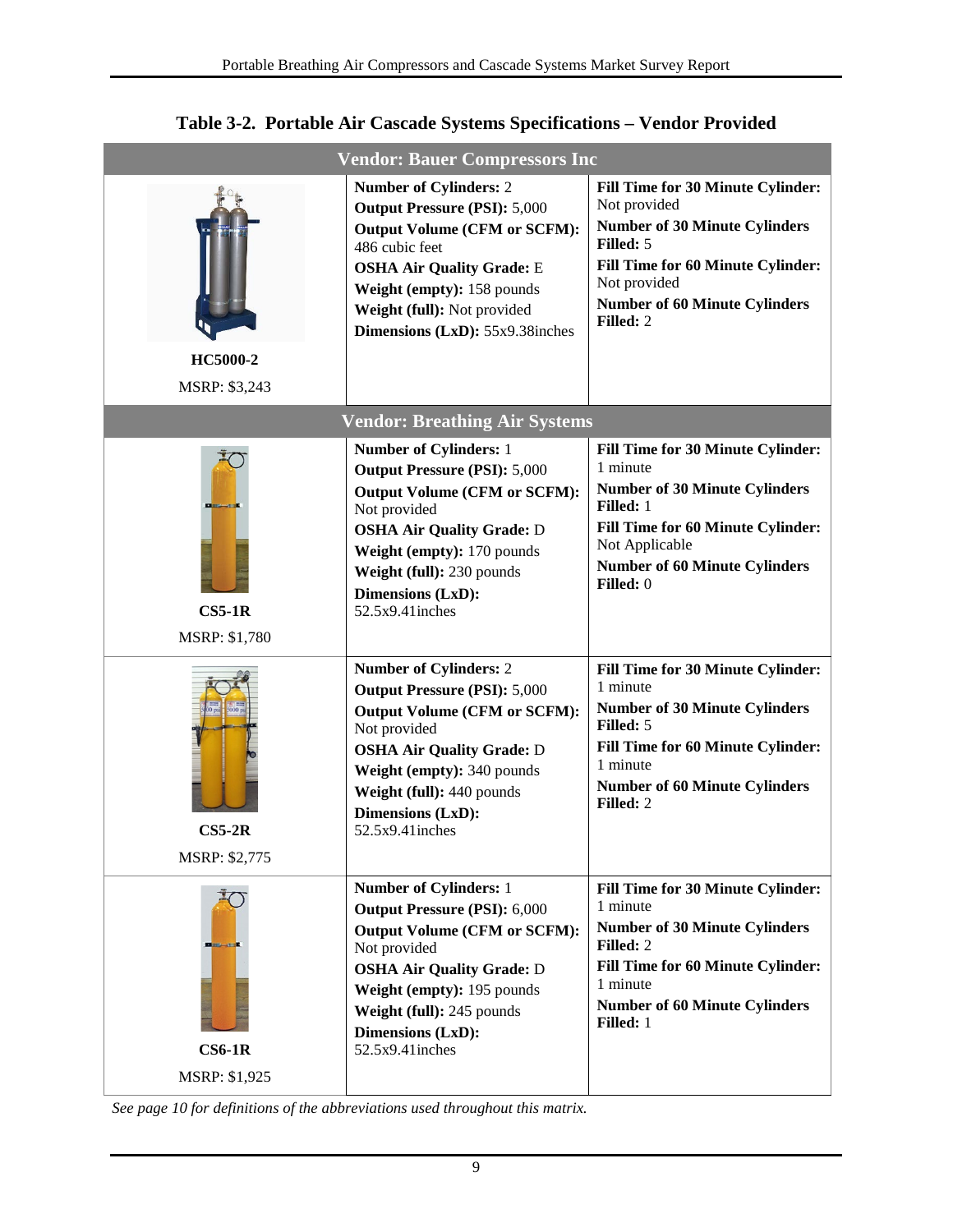**Table 3-2. Portable Air Cascade Systems Specifications – Vendor Provided**

| Vendor: Bauer Compressors Inc | | |
|---|---|---|
| **HC5000-2**<br>MSRP: $3,243 | **Number of Cylinders:** 2<br>**Output Pressure (PSI):** 5,000<br>**Output Volume (CFM or SCFM):** 486 cubic feet<br>**OSHA Air Quality Grade:** E<br>**Weight (empty):** 158 pounds<br>**Weight (full):** Not provided<br>**Dimensions (LxD):** 55x9.38inches | **Fill Time for 30 Minute Cylinder:** Not provided<br>**Number of 30 Minute Cylinders Filled:** 5<br>**Fill Time for 60 Minute Cylinder:** Not provided<br>**Number of 60 Minute Cylinders Filled:** 2 |
| **Vendor: Breathing Air Systems** | | |
| **CS5-1R**<br>MSRP: $1,780 | **Number of Cylinders:** 1<br>**Output Pressure (PSI):** 5,000<br>**Output Volume (CFM or SCFM):** Not provided<br>**OSHA Air Quality Grade:** D<br>**Weight (empty):** 170 pounds<br>**Weight (full):** 230 pounds<br>**Dimensions (LxD):** 52.5x9.41inches | **Fill Time for 30 Minute Cylinder:** 1 minute<br>**Number of 30 Minute Cylinders Filled:** 1<br>**Fill Time for 60 Minute Cylinder:** Not Applicable<br>**Number of 60 Minute Cylinders Filled:** 0 |
| **CS5-2R**<br>MSRP: $2,775 | **Number of Cylinders:** 2<br>**Output Pressure (PSI):** 5,000<br>**Output Volume (CFM or SCFM):** Not provided<br>**OSHA Air Quality Grade:** D<br>**Weight (empty):** 340 pounds<br>**Weight (full):** 440 pounds<br>**Dimensions (LxD):** 52.5x9.41inches | **Fill Time for 30 Minute Cylinder:** 1 minute<br>**Number of 30 Minute Cylinders Filled:** 5<br>**Fill Time for 60 Minute Cylinder:** 1 minute<br>**Number of 60 Minute Cylinders Filled:** 2 |
| **CS6-1R**<br>MSRP: $1,925 | **Number of Cylinders:** 1<br>**Output Pressure (PSI):** 6,000<br>**Output Volume (CFM or SCFM):** Not provided<br>**OSHA Air Quality Grade:** D<br>**Weight (empty):** 195 pounds<br>**Weight (full):** 245 pounds<br>**Dimensions (LxD):** 52.5x9.41inches | **Fill Time for 30 Minute Cylinder:** 1 minute<br>**Number of 30 Minute Cylinders Filled:** 2<br>**Fill Time for 60 Minute Cylinder:** 1 minute<br>**Number of 60 Minute Cylinders Filled:** 1 |

*See page 10 for definitions of the abbreviations used throughout this matrix.*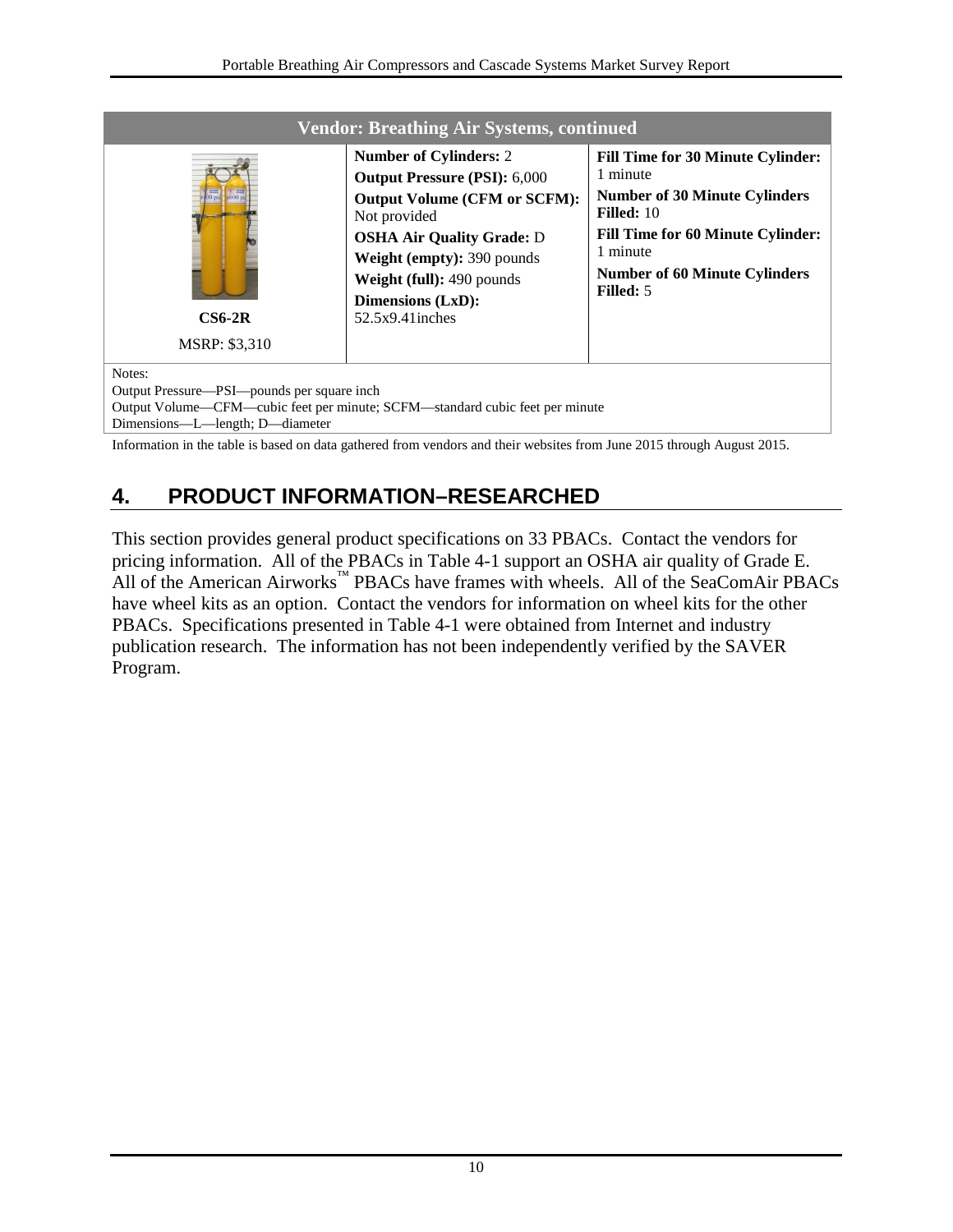| Vendor: Breathing Air Systems, continued | | |
|---|---|---|
| **CS6-2R**<br>MSRP: $3,310 | **Number of Cylinders:** 2<br>**Output Pressure (PSI):** 6,000<br>**Output Volume (CFM or SCFM):** Not provided<br>**OSHA Air Quality Grade:** D<br>**Weight (empty):** 390 pounds<br>**Weight (full):** 490 pounds<br>**Dimensions (LxD):** 52.5x9.41inches | **Fill Time for 30 Minute Cylinder:** 1 minute<br>**Number of 30 Minute Cylinders Filled:** 10<br>**Fill Time for 60 Minute Cylinder:** 1 minute<br>**Number of 60 Minute Cylinders Filled:** 5 |

Notes:
Output Pressure—PSI—pounds per square inch
Output Volume—CFM—cubic feet per minute; SCFM—standard cubic feet per minute
Dimensions—L—length; D—diameter

Information in the table is based on data gathered from vendors and their websites from June 2015 through August 2015.

# 4. PRODUCT INFORMATION–RESEARCHED

This section provides general product specifications on 33 PBACs. Contact the vendors for pricing information. All of the PBACs in Table 4-1 support an OSHA air quality of Grade E. All of the American Airworks™ PBACs have frames with wheels. All of the SeaComAir PBACs have wheel kits as an option. Contact the vendors for information on wheel kits for the other PBACs. Specifications presented in Table 4-1 were obtained from Internet and industry publication research. The information has not been independently verified by the SAVER Program.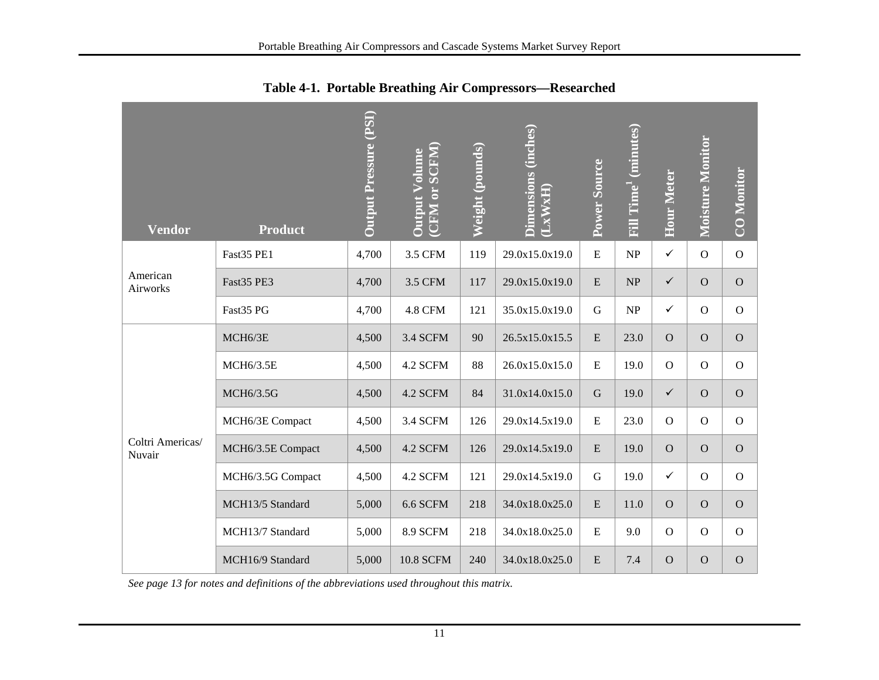**Table 4-1. Portable Breathing Air Compressors—Researched**

| Vendor | Product | Output Pressure (PSI) | Output Volume (CFM or SCFM) | Weight (pounds) | Dimensions (inches) (LxWxH) | Power Source | Fill Time[1] (minutes) | Hour Meter | Moisture Monitor | CO Monitor |
|---|---|---|---|---|---|---|---|---|---|---|
| American Airworks | Fast35 PE1 | 4,700 | 3.5 CFM | 119 | 29.0x15.0x19.0 | E | NP | ✓ | O | O |
| | Fast35 PE3 | 4,700 | 3.5 CFM | 117 | 29.0x15.0x19.0 | E | NP | ✓ | O | O |
| | Fast35 PG | 4,700 | 4.8 CFM | 121 | 35.0x15.0x19.0 | G | NP | ✓ | O | O |
| Coltri Americas/ Nuvair | MCH6/3E | 4,500 | 3.4 SCFM | 90 | 26.5x15.0x15.5 | E | 23.0 | O | O | O |
| | MCH6/3.5E | 4,500 | 4.2 SCFM | 88 | 26.0x15.0x15.0 | E | 19.0 | O | O | O |
| | MCH6/3.5G | 4,500 | 4.2 SCFM | 84 | 31.0x14.0x15.0 | G | 19.0 | ✓ | O | O |
| | MCH6/3E Compact | 4,500 | 3.4 SCFM | 126 | 29.0x14.5x19.0 | E | 23.0 | O | O | O |
| | MCH6/3.5E Compact | 4,500 | 4.2 SCFM | 126 | 29.0x14.5x19.0 | E | 19.0 | O | O | O |
| | MCH6/3.5G Compact | 4,500 | 4.2 SCFM | 121 | 29.0x14.5x19.0 | G | 19.0 | ✓ | O | O |
| | MCH13/5 Standard | 5,000 | 6.6 SCFM | 218 | 34.0x18.0x25.0 | E | 11.0 | O | O | O |
| | MCH13/7 Standard | 5,000 | 8.9 SCFM | 218 | 34.0x18.0x25.0 | E | 9.0 | O | O | O |
| | MCH16/9 Standard | 5,000 | 10.8 SCFM | 240 | 34.0x18.0x25.0 | E | 7.4 | O | O | O |

*See page 13 for notes and definitions of the abbreviations used throughout this matrix.*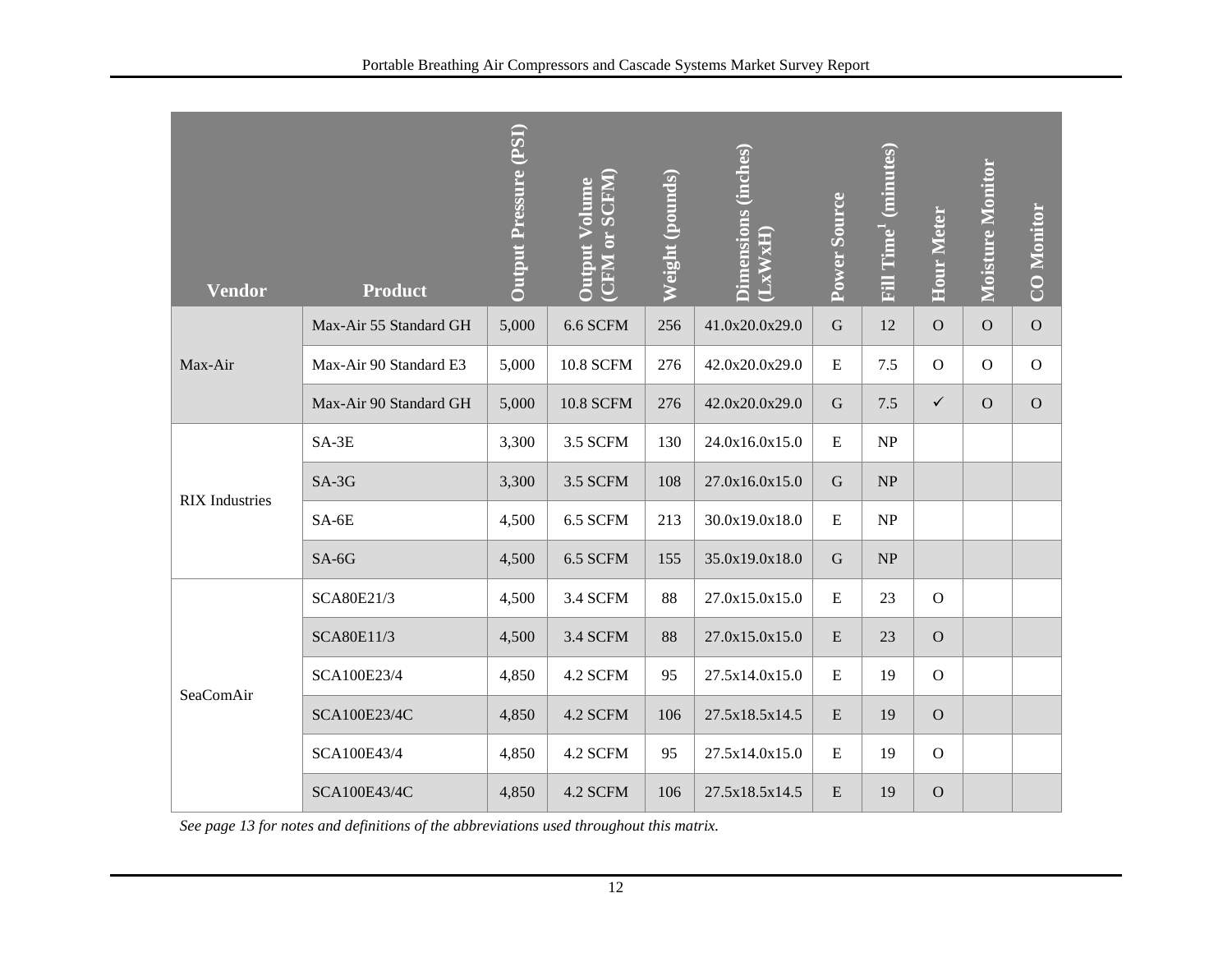| Vendor | Product | Output Pressure (PSI) | Output Volume (CFM or SCFM) | Weight (pounds) | Dimensions (inches) (LxWxH) | Power Source | Fill Time[1] (minutes) | Hour Meter | Moisture Monitor | CO Monitor |
|---|---|---|---|---|---|---|---|---|---|---|
| Max-Air | Max-Air 55 Standard GH | 5,000 | 6.6 SCFM | 256 | 41.0x20.0x29.0 | G | 12 | O | O | O |
| | Max-Air 90 Standard E3 | 5,000 | 10.8 SCFM | 276 | 42.0x20.0x29.0 | E | 7.5 | O | O | O |
| | Max-Air 90 Standard GH | 5,000 | 10.8 SCFM | 276 | 42.0x20.0x29.0 | G | 7.5 | ✓ | O | O |
| RIX Industries | SA-3E | 3,300 | 3.5 SCFM | 130 | 24.0x16.0x15.0 | E | NP | | | |
| | SA-3G | 3,300 | 3.5 SCFM | 108 | 27.0x16.0x15.0 | G | NP | | | |
| | SA-6E | 4,500 | 6.5 SCFM | 213 | 30.0x19.0x18.0 | E | NP | | | |
| | SA-6G | 4,500 | 6.5 SCFM | 155 | 35.0x19.0x18.0 | G | NP | | | |
| SeaComAir | SCA80E21/3 | 4,500 | 3.4 SCFM | 88 | 27.0x15.0x15.0 | E | 23 | O | | |
| | SCA80E11/3 | 4,500 | 3.4 SCFM | 88 | 27.0x15.0x15.0 | E | 23 | O | | |
| | SCA100E23/4 | 4,850 | 4.2 SCFM | 95 | 27.5x14.0x15.0 | E | 19 | O | | |
| | SCA100E23/4C | 4,850 | 4.2 SCFM | 106 | 27.5x18.5x14.5 | E | 19 | O | | |
| | SCA100E43/4 | 4,850 | 4.2 SCFM | 95 | 27.5x14.0x15.0 | E | 19 | O | | |
| | SCA100E43/4C | 4,850 | 4.2 SCFM | 106 | 27.5x18.5x14.5 | E | 19 | O | | |

*See page 13 for notes and definitions of the abbreviations used throughout this matrix.*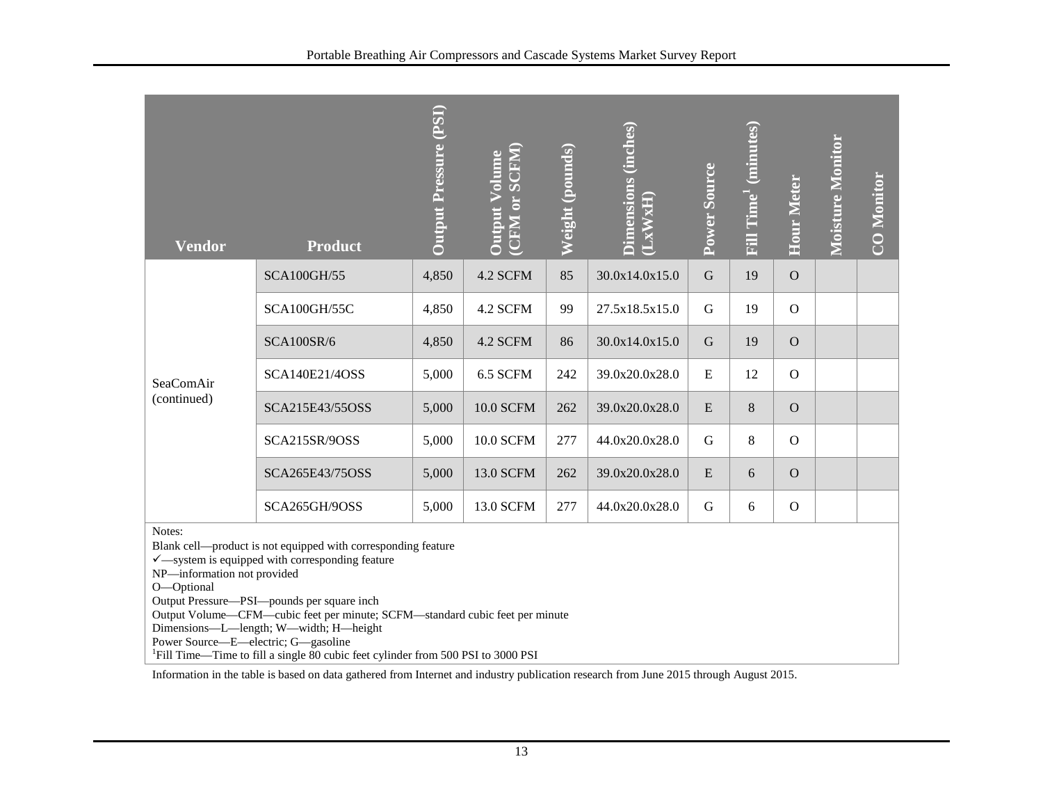| Vendor | Product | Output Pressure (PSI) | Output Volume (CFM or SCFM) | Weight (pounds) | Dimensions (inches) (LxWxH) | Power Source | Fill Time[1] (minutes) | Hour Meter | Moisture Monitor | CO Monitor |
|---|---|---|---|---|---|---|---|---|---|---|
| SeaComAir (continued) | SCA100GH/55 | 4,850 | 4.2 SCFM | 85 | 30.0x14.0x15.0 | G | 19 | O | | |
| | SCA100GH/55C | 4,850 | 4.2 SCFM | 99 | 27.5x18.5x15.0 | G | 19 | O | | |
| | SCA100SR/6 | 4,850 | 4.2 SCFM | 86 | 30.0x14.0x15.0 | G | 19 | O | | |
| | SCA140E21/4OSS | 5,000 | 6.5 SCFM | 242 | 39.0x20.0x28.0 | E | 12 | O | | |
| | SCA215E43/55OSS | 5,000 | 10.0 SCFM | 262 | 39.0x20.0x28.0 | E | 8 | O | | |
| | SCA215SR/9OSS | 5,000 | 10.0 SCFM | 277 | 44.0x20.0x28.0 | G | 8 | O | | |
| | SCA265E43/75OSS | 5,000 | 13.0 SCFM | 262 | 39.0x20.0x28.0 | E | 6 | O | | |
| | SCA265GH/9OSS | 5,000 | 13.0 SCFM | 277 | 44.0x20.0x28.0 | G | 6 | O | | |

Notes:
Blank cell—product is not equipped with corresponding feature
✓—system is equipped with corresponding feature
NP—information not provided
O—Optional
Output Pressure—PSI—pounds per square inch
Output Volume—CFM—cubic feet per minute; SCFM—standard cubic feet per minute
Dimensions—L—length; W—width; H—height
Power Source—E—electric; G—gasoline
[1]Fill Time—Time to fill a single 80 cubic feet cylinder from 500 PSI to 3000 PSI

Information in the table is based on data gathered from Internet and industry publication research from June 2015 through August 2015.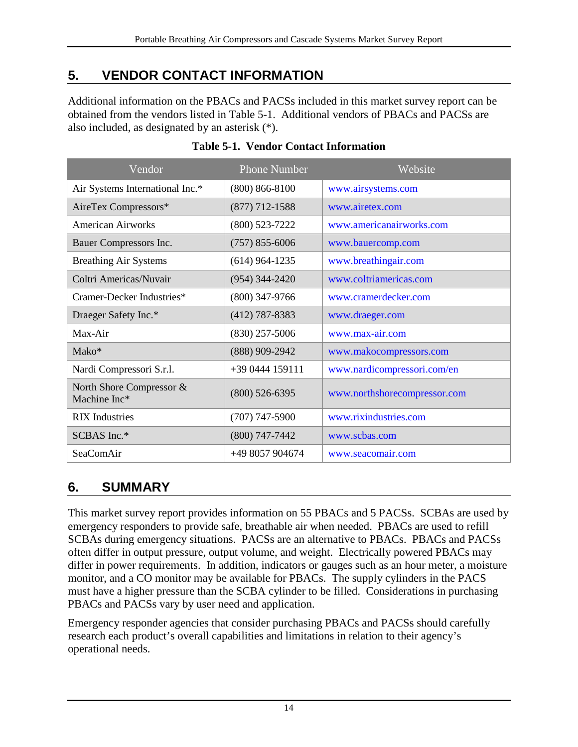## 5. VENDOR CONTACT INFORMATION

Additional information on the PBACs and PACSs included in this market survey report can be obtained from the vendors listed in Table 5-1. Additional vendors of PBACs and PACSs are also included, as designated by an asterisk (*).

**Table 5-1. Vendor Contact Information**

| Vendor | Phone Number | Website |
|---|---|---|
| Air Systems International Inc.* | (800) 866-8100 | www.airsystems.com |
| AireTex Compressors* | (877) 712-1588 | www.airetex.com |
| American Airworks | (800) 523-7222 | www.americanairworks.com |
| Bauer Compressors Inc. | (757) 855-6006 | www.bauercomp.com |
| Breathing Air Systems | (614) 964-1235 | www.breathingair.com |
| Coltri Americas/Nuvair | (954) 344-2420 | www.coltriamericas.com |
| Cramer-Decker Industries* | (800) 347-9766 | www.cramerdecker.com |
| Draeger Safety Inc.* | (412) 787-8383 | www.draeger.com |
| Max-Air | (830) 257-5006 | www.max-air.com |
| Mako* | (888) 909-2942 | www.makocompressors.com |
| Nardi Compressori S.r.l. | +39 0444 159111 | www.nardicompressori.com/en |
| North Shore Compressor & Machine Inc* | (800) 526-6395 | www.northshorecompressor.com |
| RIX Industries | (707) 747-5900 | www.rixindustries.com |
| SCBAS Inc.* | (800) 747-7442 | www.scbas.com |
| SeaComAir | +49 8057 904674 | www.seacomair.com |

## 6. SUMMARY

This market survey report provides information on 55 PBACs and 5 PACSs. SCBAs are used by emergency responders to provide safe, breathable air when needed. PBACs are used to refill SCBAs during emergency situations. PACSs are an alternative to PBACs. PBACs and PACSs often differ in output pressure, output volume, and weight. Electrically powered PBACs may differ in power requirements. In addition, indicators or gauges such as an hour meter, a moisture monitor, and a CO monitor may be available for PBACs. The supply cylinders in the PACS must have a higher pressure than the SCBA cylinder to be filled. Considerations in purchasing PBACs and PACSs vary by user need and application.

Emergency responder agencies that consider purchasing PBACs and PACSs should carefully research each product's overall capabilities and limitations in relation to their agency's operational needs.